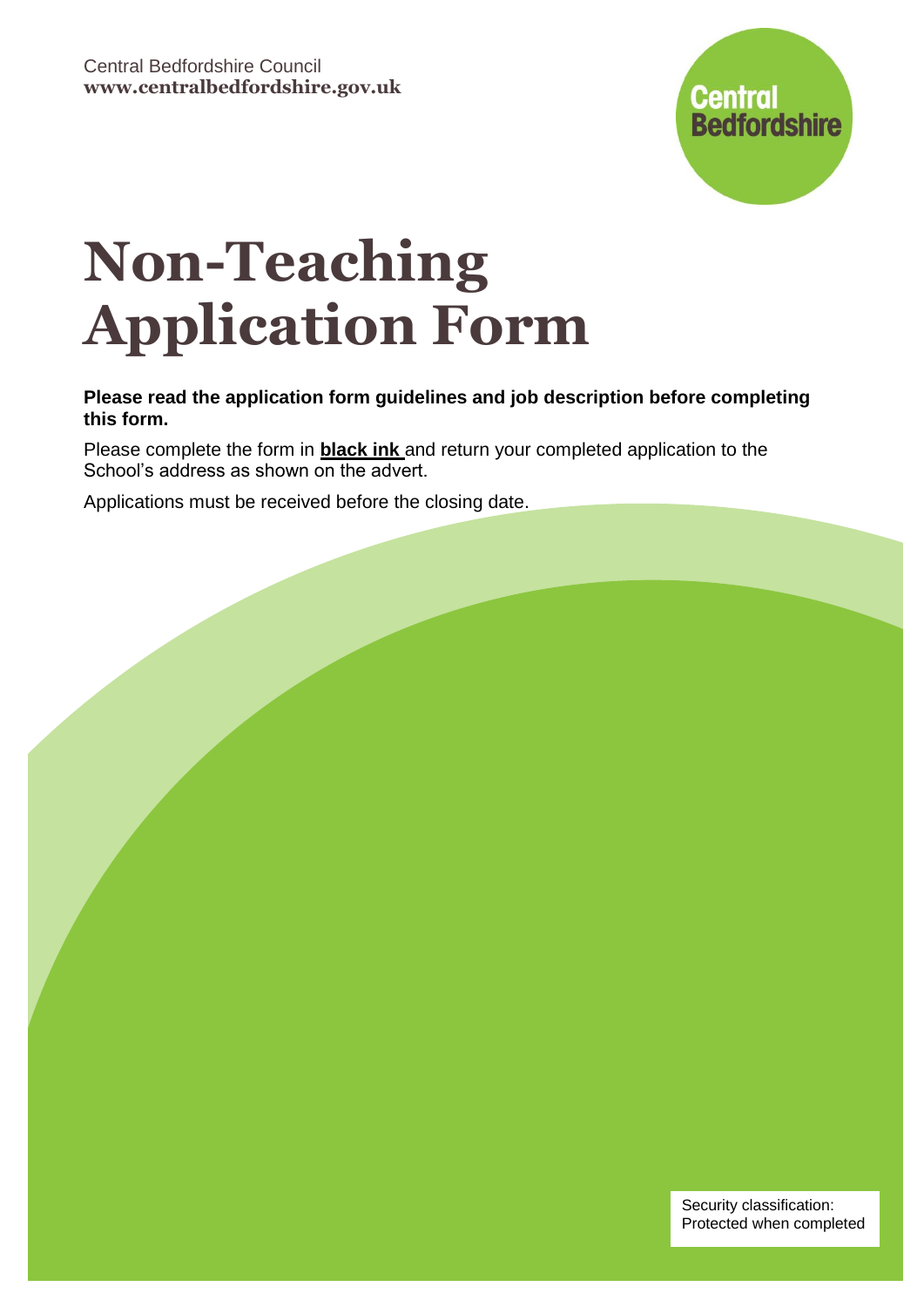Central Bedfordshire Council
**www.centralbedfordshire.gov.uk**

Central Bedfordshire

# Non-Teaching Application Form

**Please read the application form guidelines and job description before completing this form.**

Please complete the form in **black ink** and return your completed application to the School's address as shown on the advert.

Applications must be received before the closing date.

Security classification: Protected when completed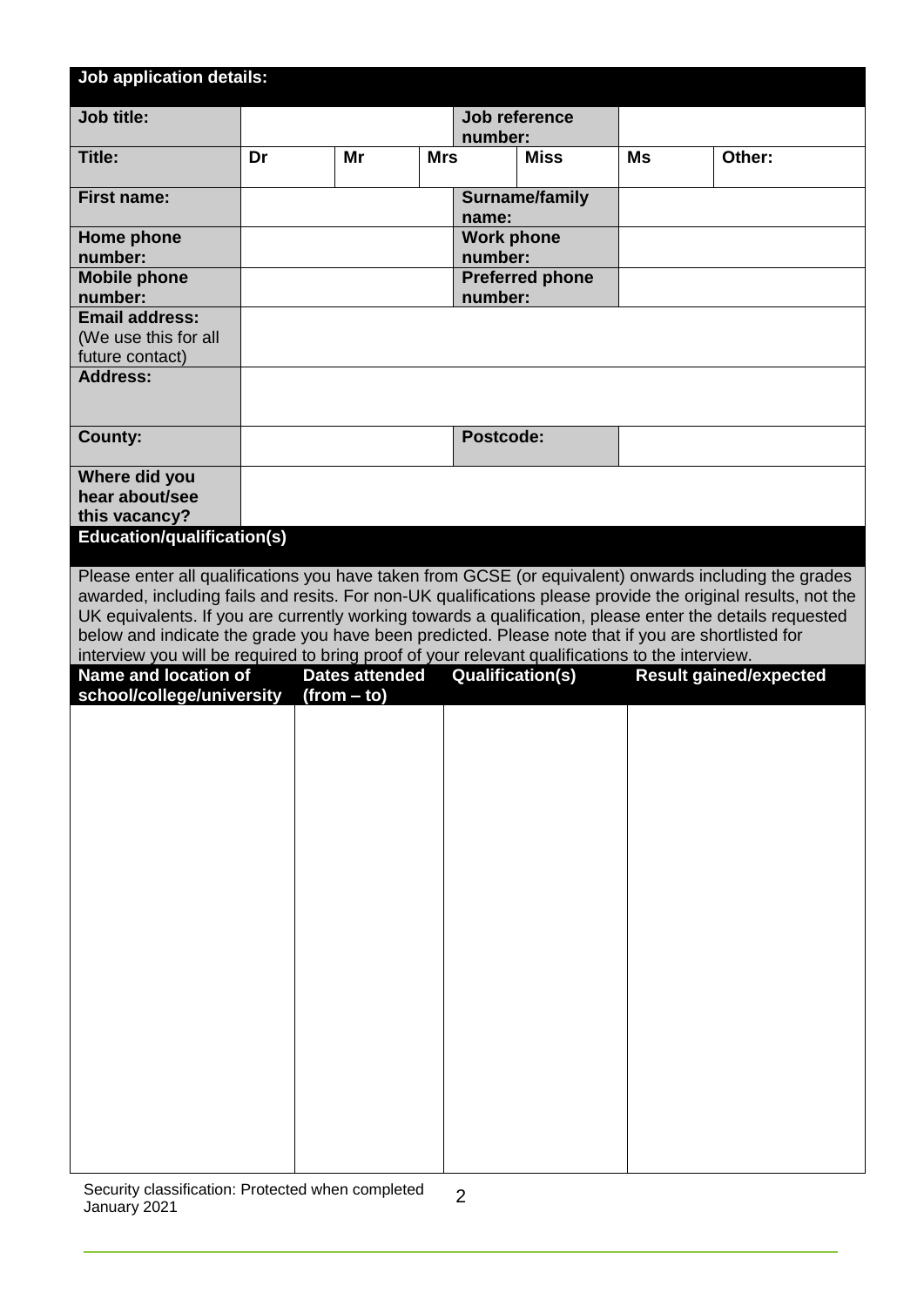## Job application details:

| Job title: | | | | Job reference number: | | |
|---|---|---|---|---|---|---|
| **Title:** | **Dr** | **Mr** | **Mrs** | **Miss** | **Ms** | **Other:** |
| **First name:** | | | | **Surname/family name:** | | |
| **Home phone number:** | | | | **Work phone number:** | | |
| **Mobile phone number:** | | | | **Preferred phone number:** | | |
| **Email address:** (We use this for all future contact) | | | | | | |
| **Address:** | | | | | | |
| **County:** | | | | **Postcode:** | | |
| **Where did you hear about/see this vacancy?** | | | | | | |

## Education/qualification(s)

Please enter all qualifications you have taken from GCSE (or equivalent) onwards including the grades awarded, including fails and resits. For non-UK qualifications please provide the original results, not the UK equivalents. If you are currently working towards a qualification, please enter the details requested below and indicate the grade you have been predicted. Please note that if you are shortlisted for interview you will be required to bring proof of your relevant qualifications to the interview.

| Name and location of school/college/university | Dates attended (from – to) | Qualification(s) | Result gained/expected |
|---|---|---|---|
| | | | |

Security classification: Protected when completed
January 2021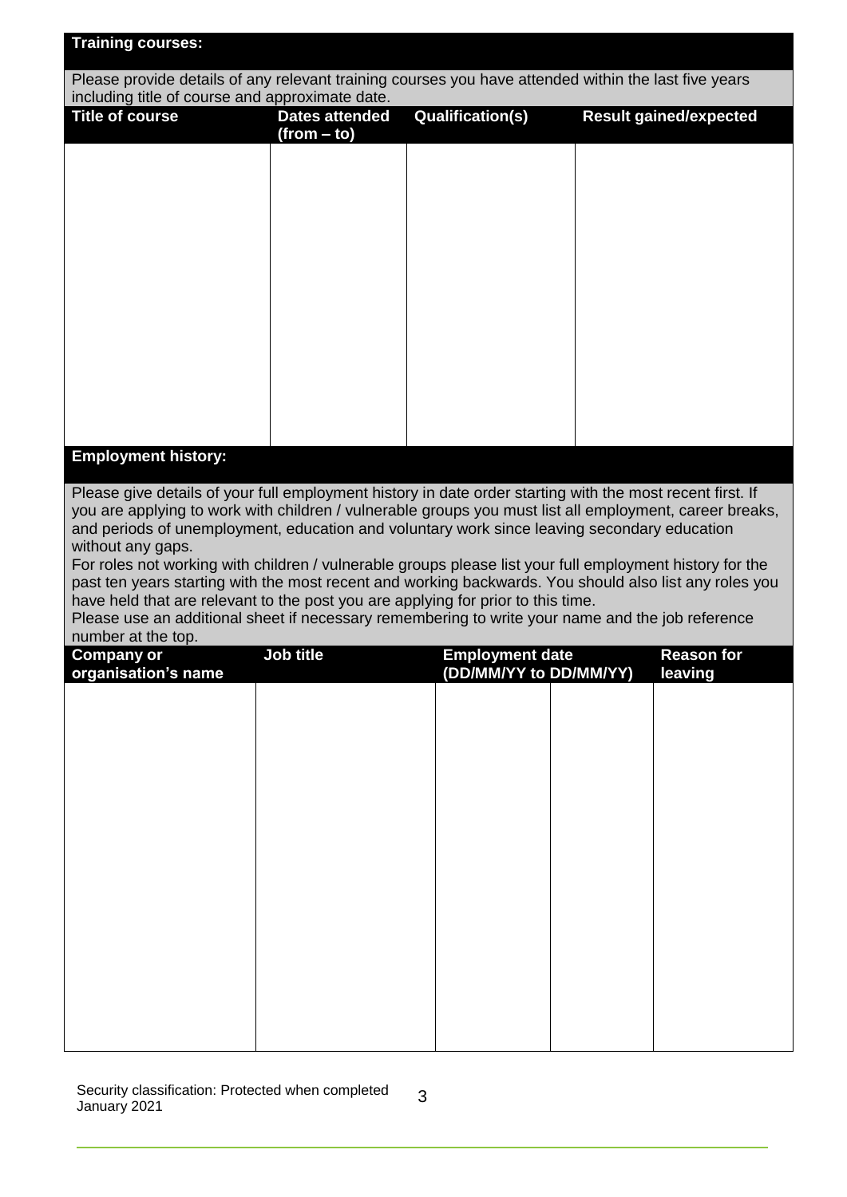## Training courses:

Please provide details of any relevant training courses you have attended within the last five years including title of course and approximate date.

| Title of course | Dates attended (from – to) | Qualification(s) | Result gained/expected |
|---|---|---|---|
| | | | |

## Employment history:

Please give details of your full employment history in date order starting with the most recent first. If you are applying to work with children / vulnerable groups you must list all employment, career breaks, and periods of unemployment, education and voluntary work since leaving secondary education without any gaps.

For roles not working with children / vulnerable groups please list your full employment history for the past ten years starting with the most recent and working backwards. You should also list any roles you have held that are relevant to the post you are applying for prior to this time.

Please use an additional sheet if necessary remembering to write your name and the job reference number at the top.

| Company or organisation's name | Job title | Employment date (DD/MM/YY to DD/MM/YY) | | Reason for leaving |
|---|---|---|---|---|
| | | | | |

Security classification: Protected when completed
January 2021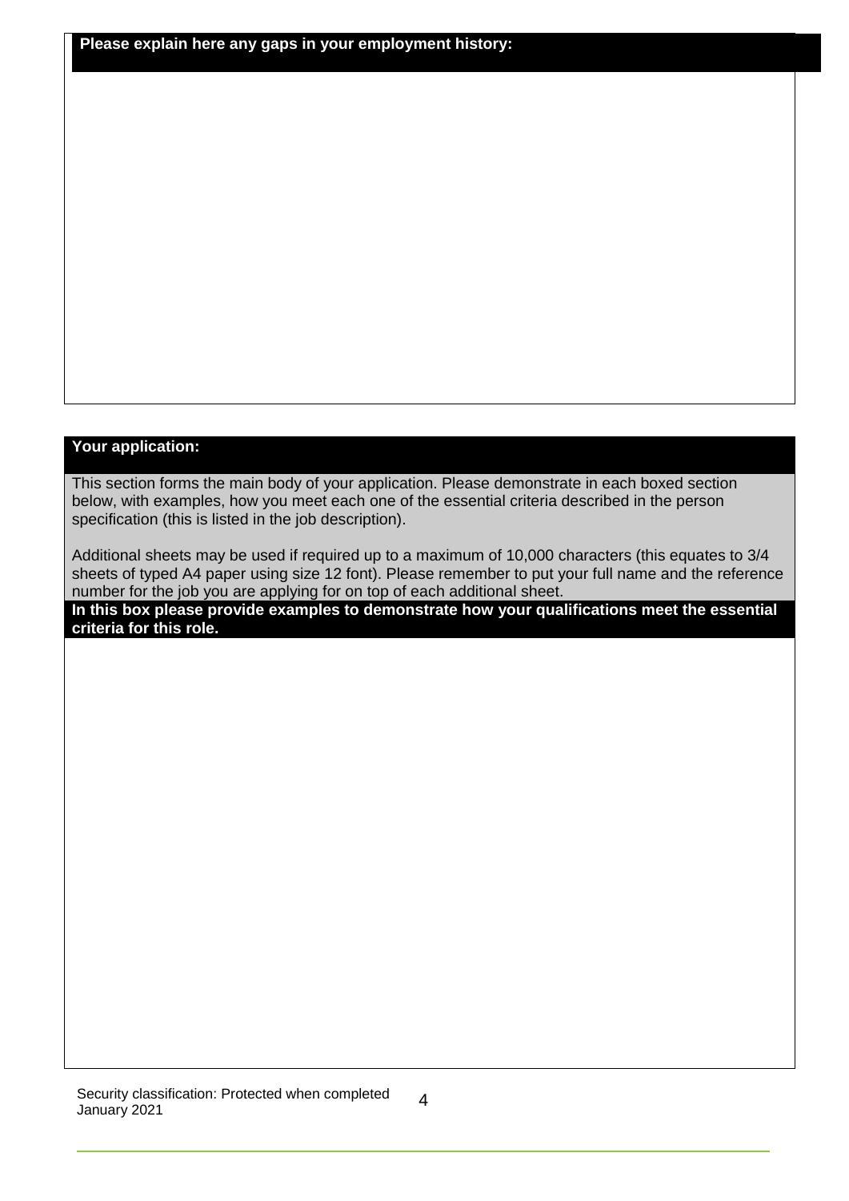**Please explain here any gaps in your employment history:**

**Your application:**

This section forms the main body of your application. Please demonstrate in each boxed section below, with examples, how you meet each one of the essential criteria described in the person specification (this is listed in the job description).

Additional sheets may be used if required up to a maximum of 10,000 characters (this equates to 3/4 sheets of typed A4 paper using size 12 font). Please remember to put your full name and the reference number for the job you are applying for on top of each additional sheet.

**In this box please provide examples to demonstrate how your qualifications meet the essential criteria for this role.**

Security classification: Protected when completed
January 2021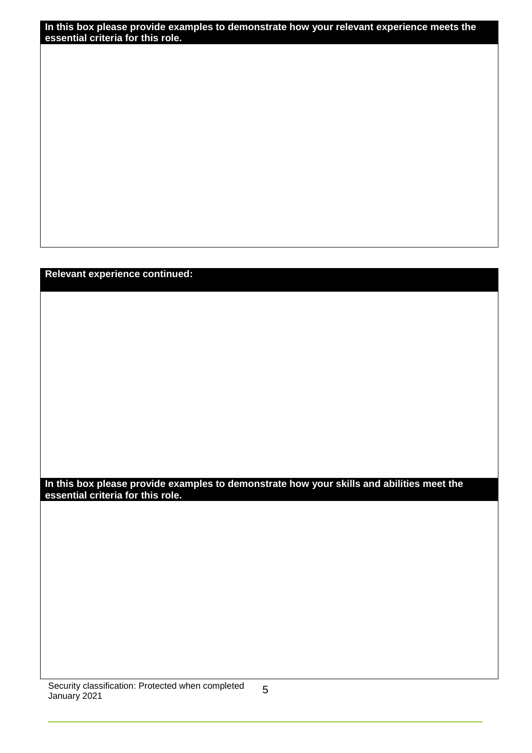**In this box please provide examples to demonstrate how your relevant experience meets the essential criteria for this role.**

**Relevant experience continued:**

**In this box please provide examples to demonstrate how your skills and abilities meet the essential criteria for this role.**

Security classification: Protected when completed
January 2021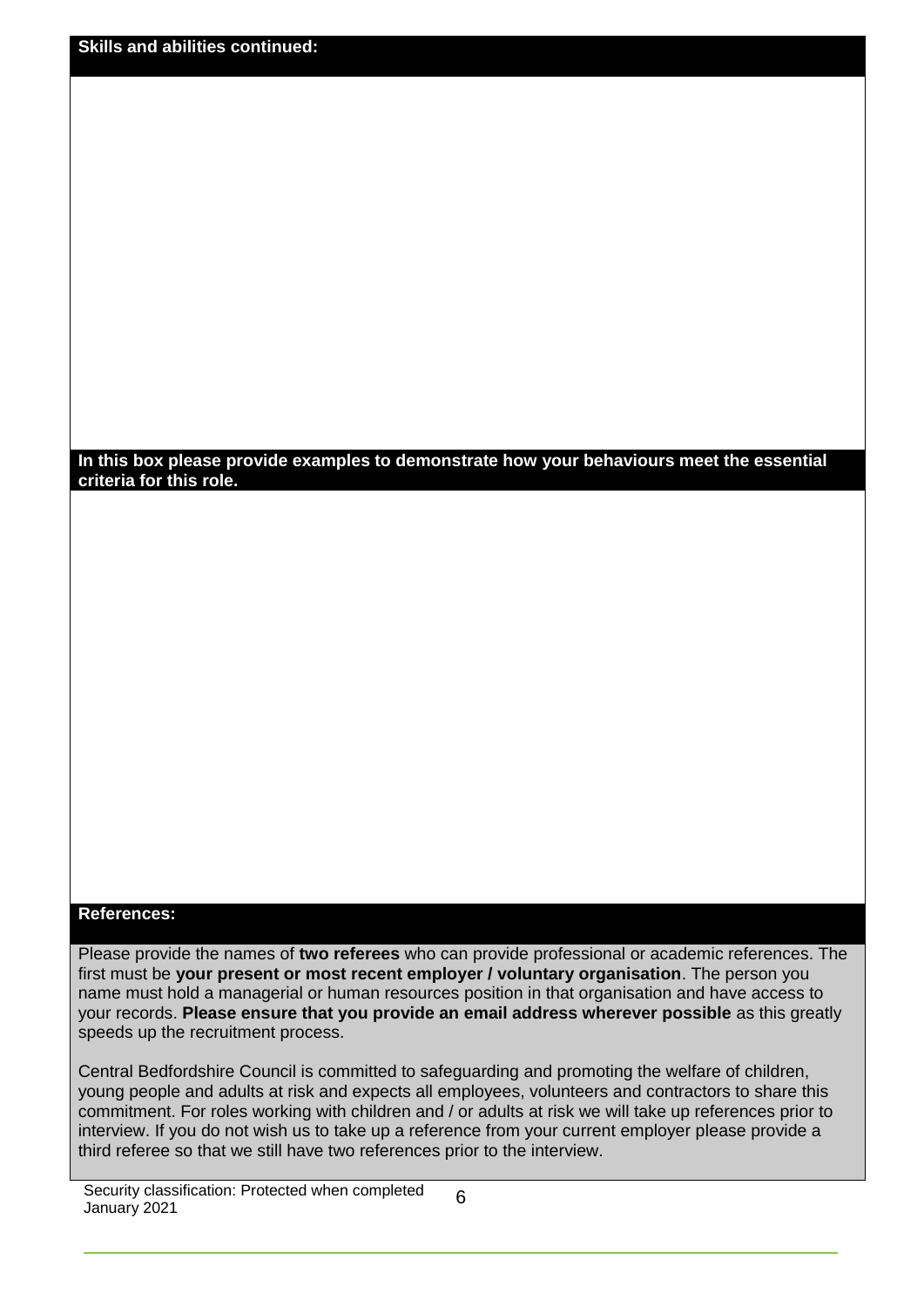**Skills and abilities continued:**

**In this box please provide examples to demonstrate how your behaviours meet the essential criteria for this role.**

**References:**

Please provide the names of **two referees** who can provide professional or academic references. The first must be **your present or most recent employer / voluntary organisation**. The person you name must hold a managerial or human resources position in that organisation and have access to your records. **Please ensure that you provide an email address wherever possible** as this greatly speeds up the recruitment process.

Central Bedfordshire Council is committed to safeguarding and promoting the welfare of children, young people and adults at risk and expects all employees, volunteers and contractors to share this commitment. For roles working with children and / or adults at risk we will take up references prior to interview. If you do not wish us to take up a reference from your current employer please provide a third referee so that we still have two references prior to the interview.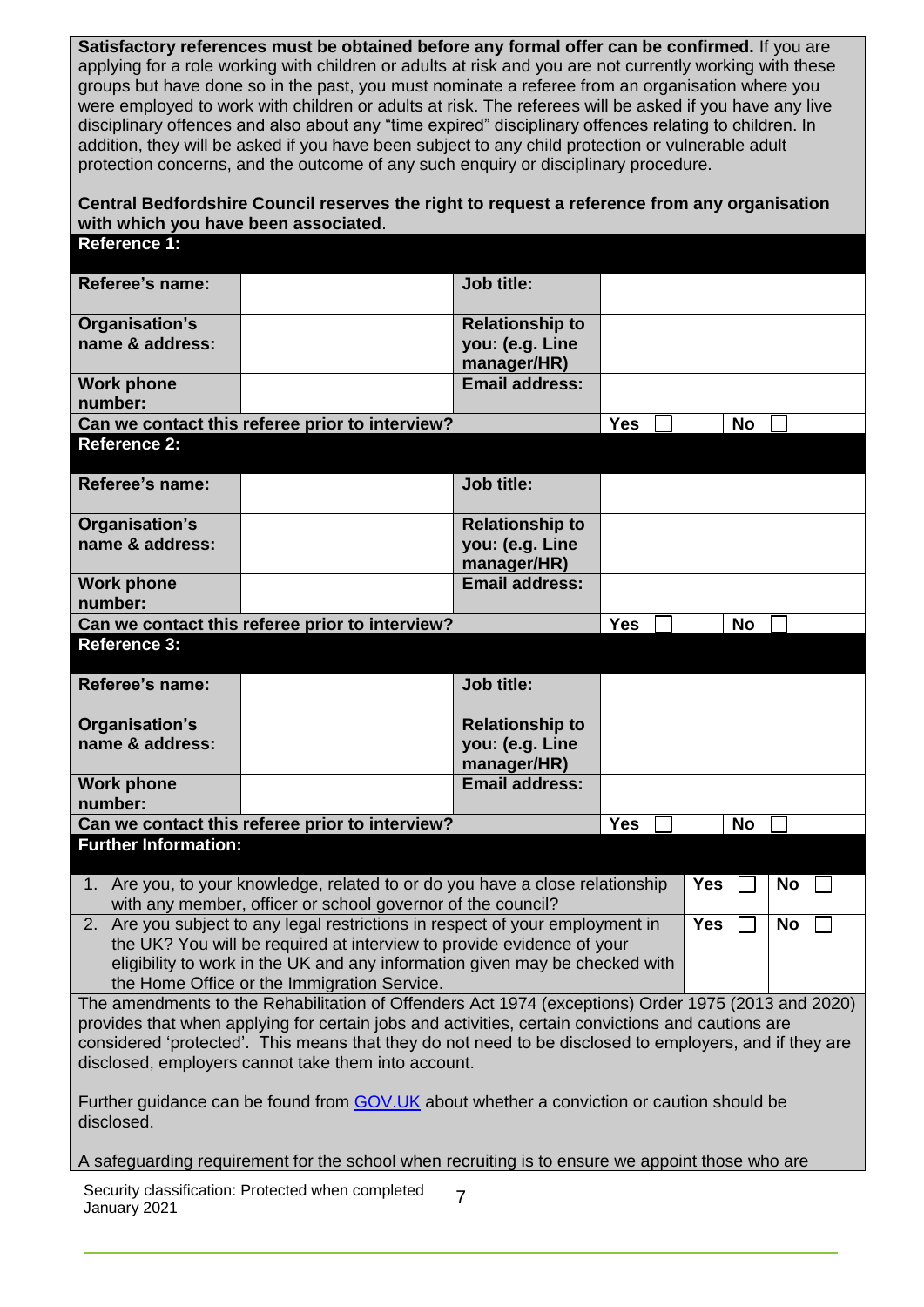**Satisfactory references must be obtained before any formal offer can be confirmed.** If you are applying for a role working with children or adults at risk and you are not currently working with these groups but have done so in the past, you must nominate a referee from an organisation where you were employed to work with children or adults at risk. The referees will be asked if you have any live disciplinary offences and also about any "time expired" disciplinary offences relating to children. In addition, they will be asked if you have been subject to any child protection or vulnerable adult protection concerns, and the outcome of any such enquiry or disciplinary procedure.

**Central Bedfordshire Council reserves the right to request a reference from any organisation with which you have been associated**.

| **Reference 1:** | | | |
|---|---|---|---|
| **Referee's name:** | | **Job title:** | |
| **Organisation's name & address:** | | **Relationship to you: (e.g. Line manager/HR)** | |
| **Work phone number:** | | **Email address:** | |
| **Can we contact this referee prior to interview?** | | **Yes** ☐ | **No** ☐ |

| **Reference 2:** | | | |
|---|---|---|---|
| **Referee's name:** | | **Job title:** | |
| **Organisation's name & address:** | | **Relationship to you: (e.g. Line manager/HR)** | |
| **Work phone number:** | | **Email address:** | |
| **Can we contact this referee prior to interview?** | | **Yes** ☐ | **No** ☐ |

| **Reference 3:** | | | |
|---|---|---|---|
| **Referee's name:** | | **Job title:** | |
| **Organisation's name & address:** | | **Relationship to you: (e.g. Line manager/HR)** | |
| **Work phone number:** | | **Email address:** | |
| **Can we contact this referee prior to interview?** | | **Yes** ☐ | **No** ☐ |

| **Further Information:** | | |
|---|---|---|
| 1. Are you, to your knowledge, related to or do you have a close relationship with any member, officer or school governor of the council? | **Yes** ☐ | **No** ☐ |
| 2. Are you subject to any legal restrictions in respect of your employment in the UK? You will be required at interview to provide evidence of your eligibility to work in the UK and any information given may be checked with the Home Office or the Immigration Service. | **Yes** ☐ | **No** ☐ |

The amendments to the Rehabilitation of Offenders Act 1974 (exceptions) Order 1975 (2013 and 2020) provides that when applying for certain jobs and activities, certain convictions and cautions are considered 'protected'. This means that they do not need to be disclosed to employers, and if they are disclosed, employers cannot take them into account.

Further guidance can be found from [GOV.UK](https://www.gov.uk) about whether a conviction or caution should be disclosed.

A safeguarding requirement for the school when recruiting is to ensure we appoint those who are

Security classification: Protected when completed
January 2021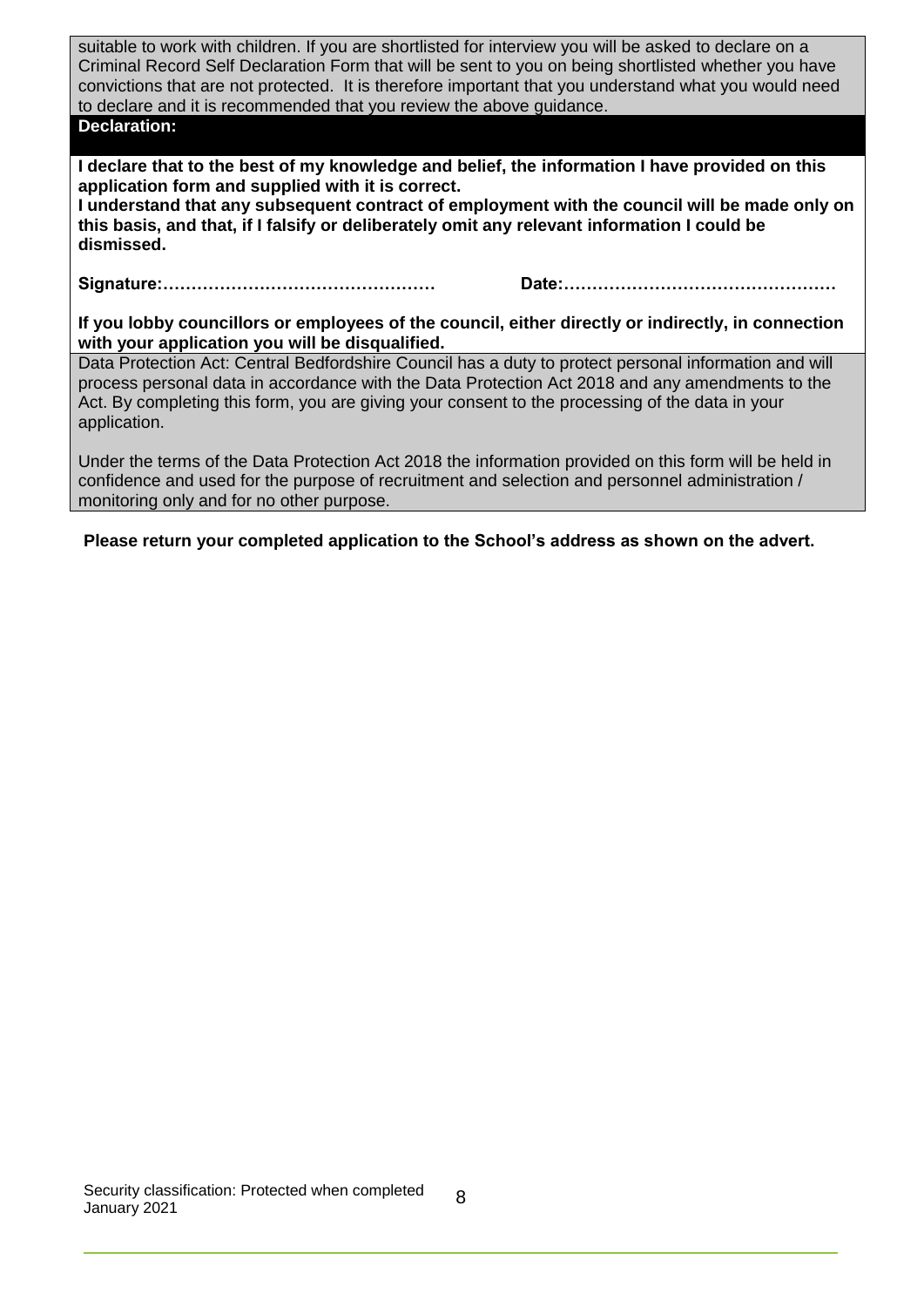suitable to work with children. If you are shortlisted for interview you will be asked to declare on a Criminal Record Self Declaration Form that will be sent to you on being shortlisted whether you have convictions that are not protected. It is therefore important that you understand what you would need to declare and it is recommended that you review the above guidance.

## Declaration:

**I declare that to the best of my knowledge and belief, the information I have provided on this application form and supplied with it is correct.**

**I understand that any subsequent contract of employment with the council will be made only on this basis, and that, if I falsify or deliberately omit any relevant information I could be dismissed.**

**Signature:…………………………………………** **Date:…………………………………………**

**If you lobby councillors or employees of the council, either directly or indirectly, in connection with your application you will be disqualified.**

Data Protection Act: Central Bedfordshire Council has a duty to protect personal information and will process personal data in accordance with the Data Protection Act 2018 and any amendments to the Act. By completing this form, you are giving your consent to the processing of the data in your application.

Under the terms of the Data Protection Act 2018 the information provided on this form will be held in confidence and used for the purpose of recruitment and selection and personnel administration / monitoring only and for no other purpose.

**Please return your completed application to the School's address as shown on the advert.**